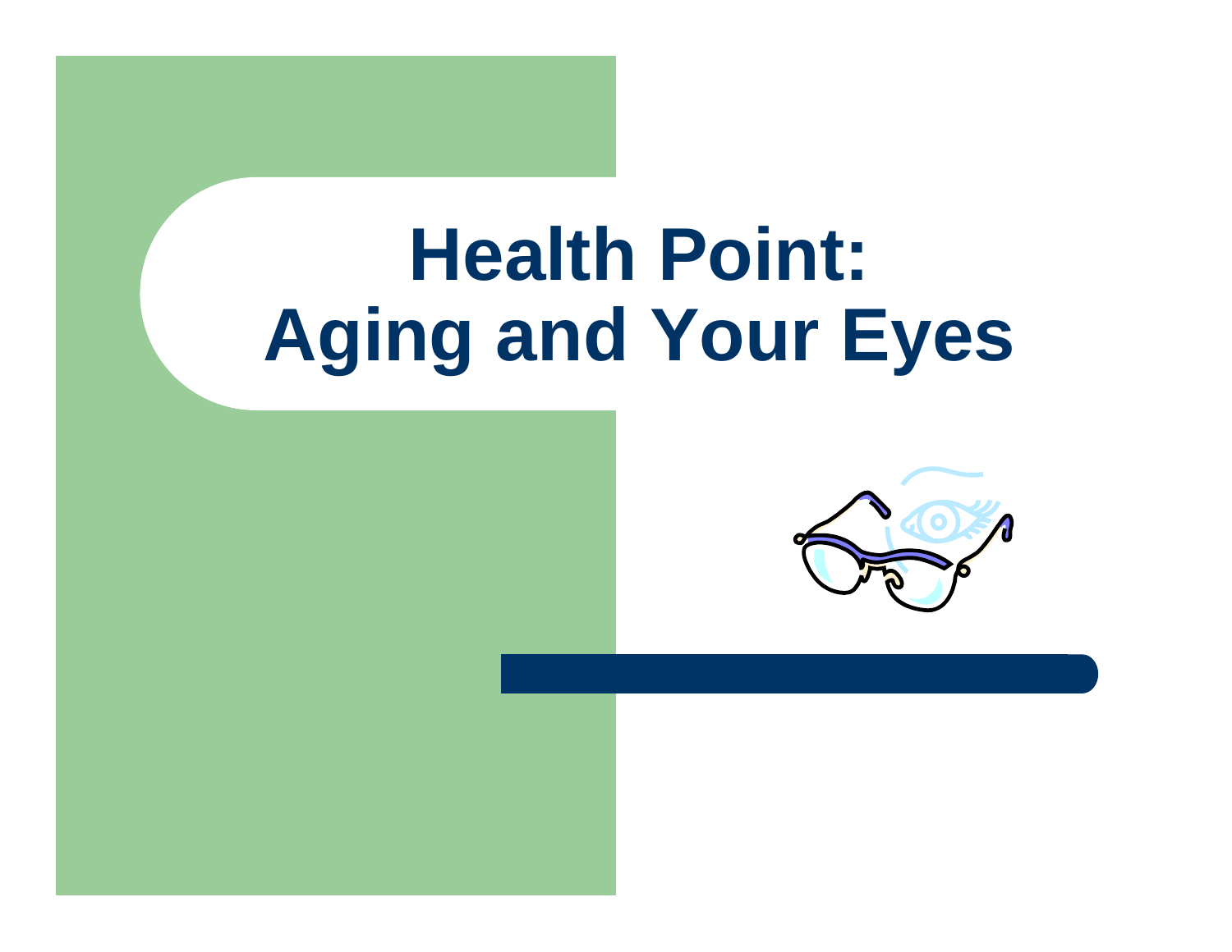# Health Point: Aging and Your Eyes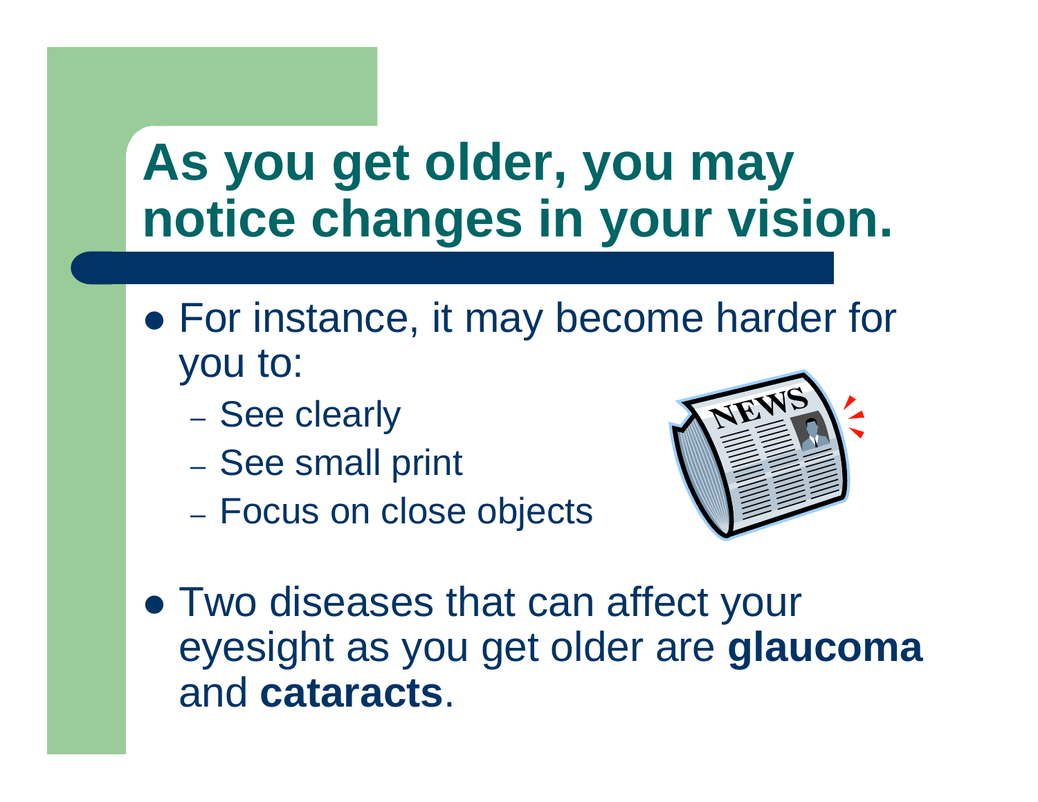# As you get older, you may notice changes in your vision.

- For instance, it may become harder for you to:
  - See clearly
  - See small print
  - Focus on close objects
- Two diseases that can affect your eyesight as you get older are **glaucoma** and **cataracts**.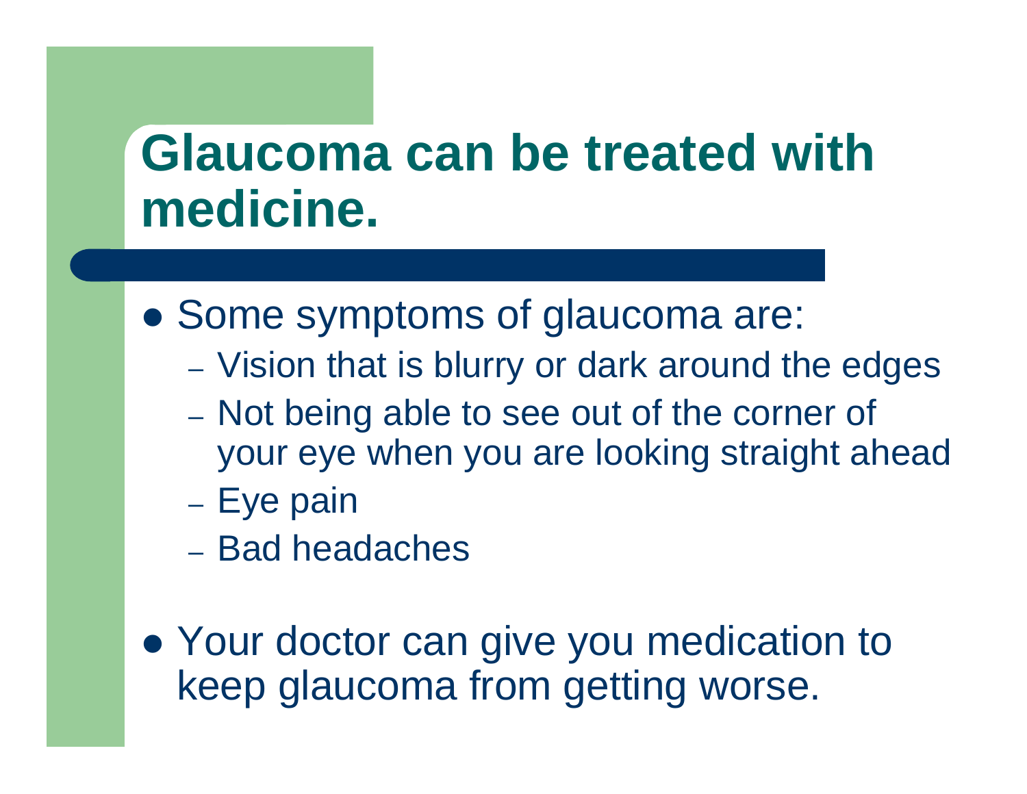# Glaucoma can be treated with medicine.

- Some symptoms of glaucoma are:
  - Vision that is blurry or dark around the edges
  - Not being able to see out of the corner of your eye when you are looking straight ahead
  - Eye pain
  - Bad headaches
- Your doctor can give you medication to keep glaucoma from getting worse.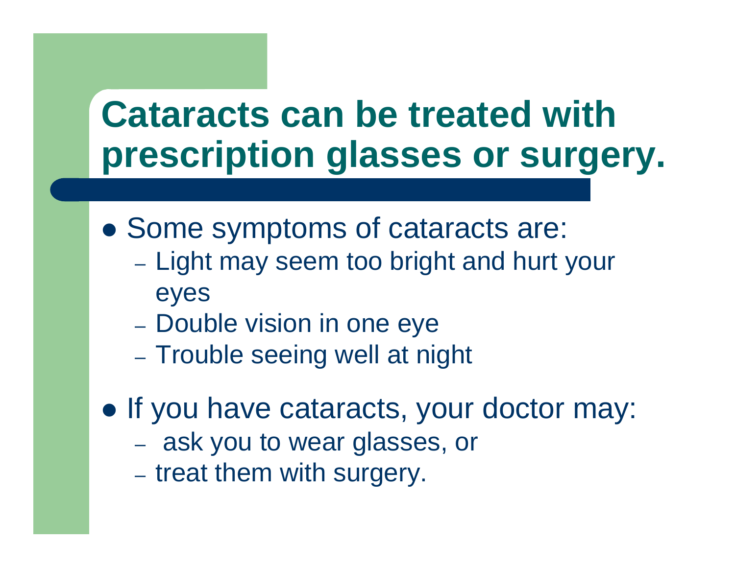# Cataracts can be treated with prescription glasses or surgery.

- Some symptoms of cataracts are:
  - Light may seem too bright and hurt your eyes
  - Double vision in one eye
  - Trouble seeing well at night
- If you have cataracts, your doctor may:
  - ask you to wear glasses, or
  - treat them with surgery.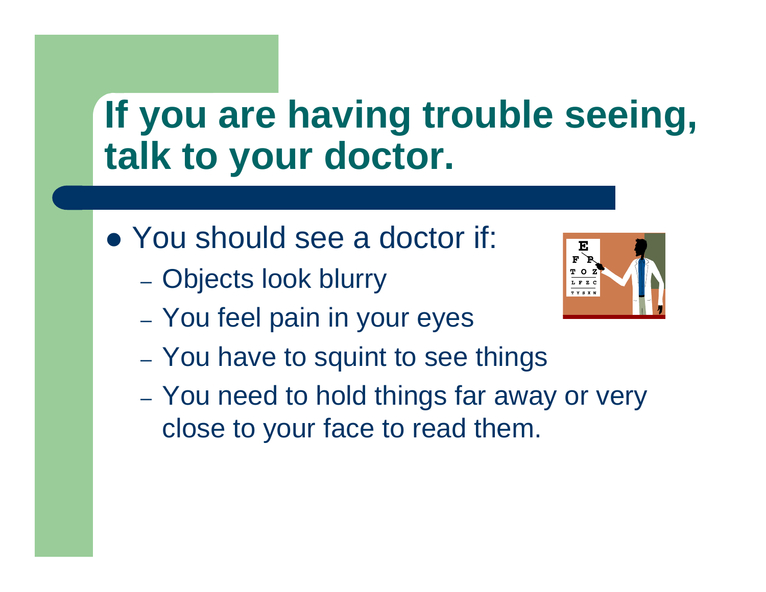# If you are having trouble seeing, talk to your doctor.

- You should see a doctor if:
  - Objects look blurry
  - You feel pain in your eyes
  - You have to squint to see things
  - You need to hold things far away or very close to your face to read them.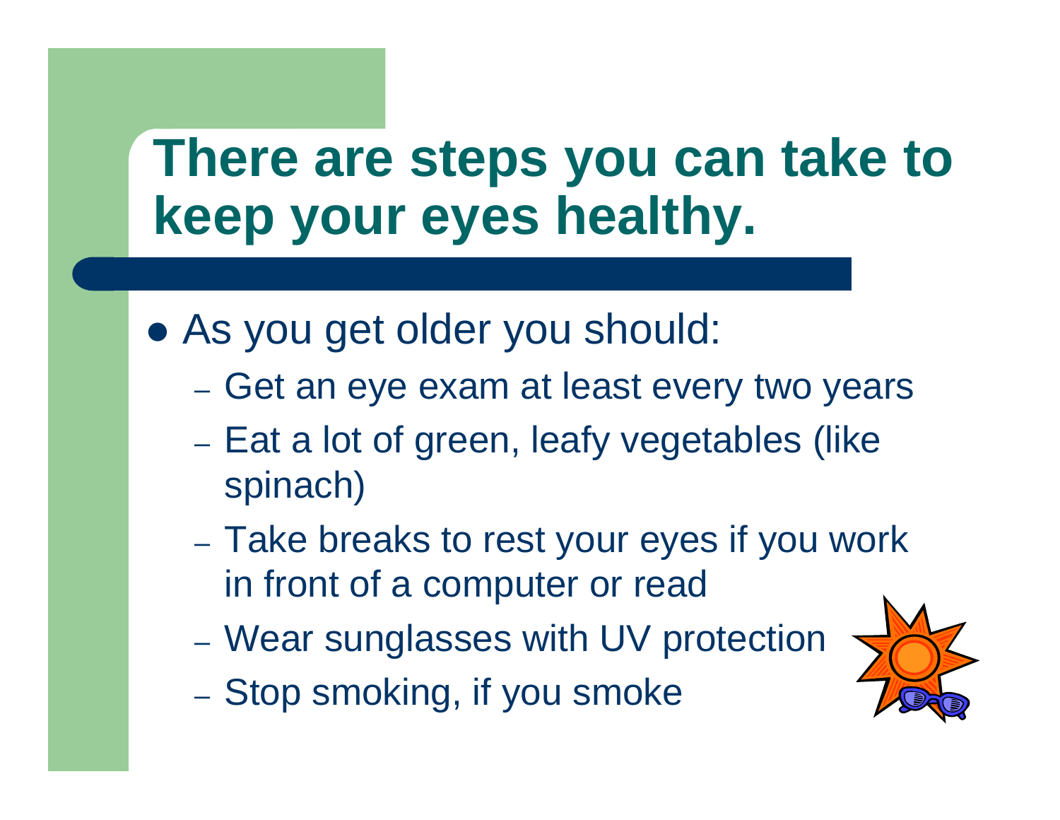# There are steps you can take to keep your eyes healthy.

- As you get older you should:
  - Get an eye exam at least every two years
  - Eat a lot of green, leafy vegetables (like spinach)
  - Take breaks to rest your eyes if you work in front of a computer or read
  - Wear sunglasses with UV protection
  - Stop smoking, if you smoke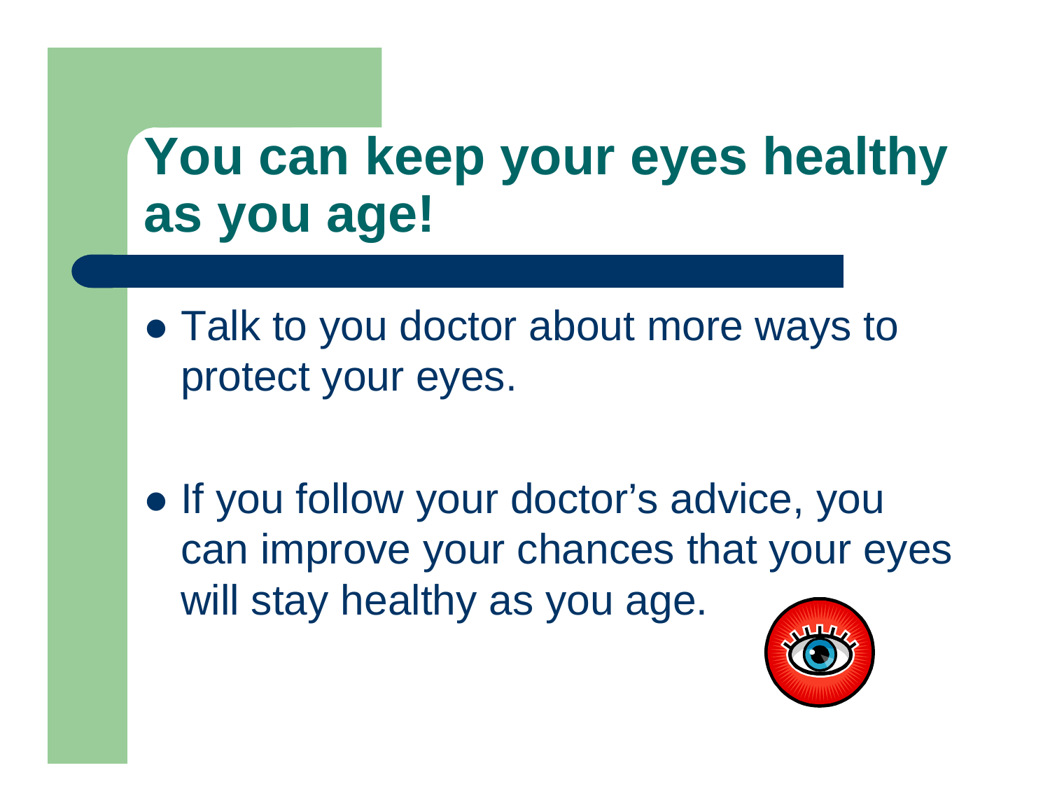# You can keep your eyes healthy as you age!

- Talk to you doctor about more ways to protect your eyes.
- If you follow your doctor's advice, you can improve your chances that your eyes will stay healthy as you age.